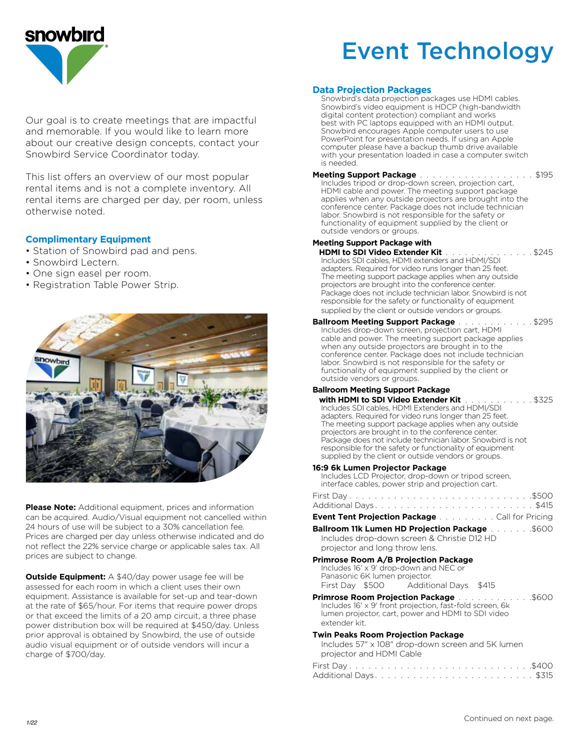# Event Technology

Our goal is to create meetings that are impactful and memorable. If you would like to learn more about our creative design concepts, contact your Snowbird Service Coordinator today.

This list offers an overview of our most popular rental items and is not a complete inventory. All rental items are charged per day, per room, unless otherwise noted.

### Complimentary Equipment

- Station of Snowbird pad and pens.
- Snowbird Lectern.
- One sign easel per room.
- Registration Table Power Strip.

**Please Note:** Additional equipment, prices and information can be acquired. Audio/Visual equipment not cancelled within 24 hours of use will be subject to a 30% cancellation fee. Prices are charged per day unless otherwise indicated and do not reflect the 22% service charge or applicable sales tax. All prices are subject to change.

**Outside Equipment:** A $40/day power usage fee will be assessed for each room in which a client uses their own equipment. Assistance is available for set-up and tear-down at the rate of $65/hour. For items that require power drops or that exceed the limits of a 20 amp circuit, a three phase power distribution box will be required at $450/day. Unless prior approval is obtained by Snowbird, the use of outside audio visual equipment or of outside vendors will incur a charge of $700/day.

### Data Projection Packages

Snowbird's data projection packages use HDMI cables. Snowbird's video equipment is HDCP (high-bandwidth digital content protection) compliant and works best with PC laptops equipped with an HDMI output. Snowbird encourages Apple computer users to use PowerPoint for presentation needs. If using an Apple computer please have a backup thumb drive available with your presentation loaded in case a computer switch is needed.

**Meeting Support Package** . . . . . . . . . . . . . . . . . . $195
Includes tripod or drop-down screen, projection cart, HDMI cable and power. The meeting support package applies when any outside projectors are brought into the conference center. Package does not include technician labor. Snowbird is not responsible for the safety or functionality of equipment supplied by the client or outside vendors or groups.

**Meeting Support Package with HDMI to SDI Video Extender Kit** . . . . . . . . . . . . . . . $245
Includes SDI cables, HDMI extenders and HDMI/SDI adapters. Required for video runs longer than 25 feet. The meeting support package applies when any outside projectors are brought into the conference center. Package does not include technician labor. Snowbird is not responsible for the safety or functionality of equipment supplied by the client or outside vendors or groups.

**Ballroom Meeting Support Package** . . . . . . . . . . . . $295
Includes drop-down screen, projection cart, HDMI cable and power. The meeting support package applies when any outside projectors are brought in to the conference center. Package does not include technician labor. Snowbird is not responsible for the safety or functionality of equipment supplied by the client or outside vendors or groups.

**Ballroom Meeting Support Package with HDMI to SDI Video Extender Kit** . . . . . . . . . . . $325
Includes SDI cables, HDMI Extenders and HDMI/SDI adapters. Required for video runs longer than 25 feet. The meeting support package applies when any outside projectors are brought in to the conference center. Package does not include technician labor. Snowbird is not responsible for the safety or functionality of equipment supplied by the client or outside vendors or groups.

**16:9 6k Lumen Projector Package**
Includes LCD Projector, drop-down or tripod screen, interface cables, power strip and projection cart.

First Day . . . . . . . . . . . . . . . . . . . . . . . . . . . $500
Additional Days . . . . . . . . . . . . . . . . . . . . . . . . $415

**Event Tent Projection Package** . . . . . . . . . Call for Pricing

**Ballroom 11k Lumen HD Projection Package** . . . . . . . $600
Includes drop-down screen & Christie D12 HD projector and long throw lens.

**Primrose Room A/B Projection Package**
Includes 16' x 9' drop-down and NEC or Panasonic 6K lumen projector.
First Day $500 Additional Days $415

**Primrose Room Projection Package** . . . . . . . . . . . $600
Includes 16' x 9' front projection, fast-fold screen, 6k lumen projector, cart, power and HDMI to SDI video extender kit.

**Twin Peaks Room Projection Package**
Includes 57" x 108" drop-down screen and 5K lumen projector and HDMI Cable

First Day . . . . . . . . . . . . . . . . . . . . . . . . . . . $400
Additional Days . . . . . . . . . . . . . . . . . . . . . . . . $315

Continued on next page.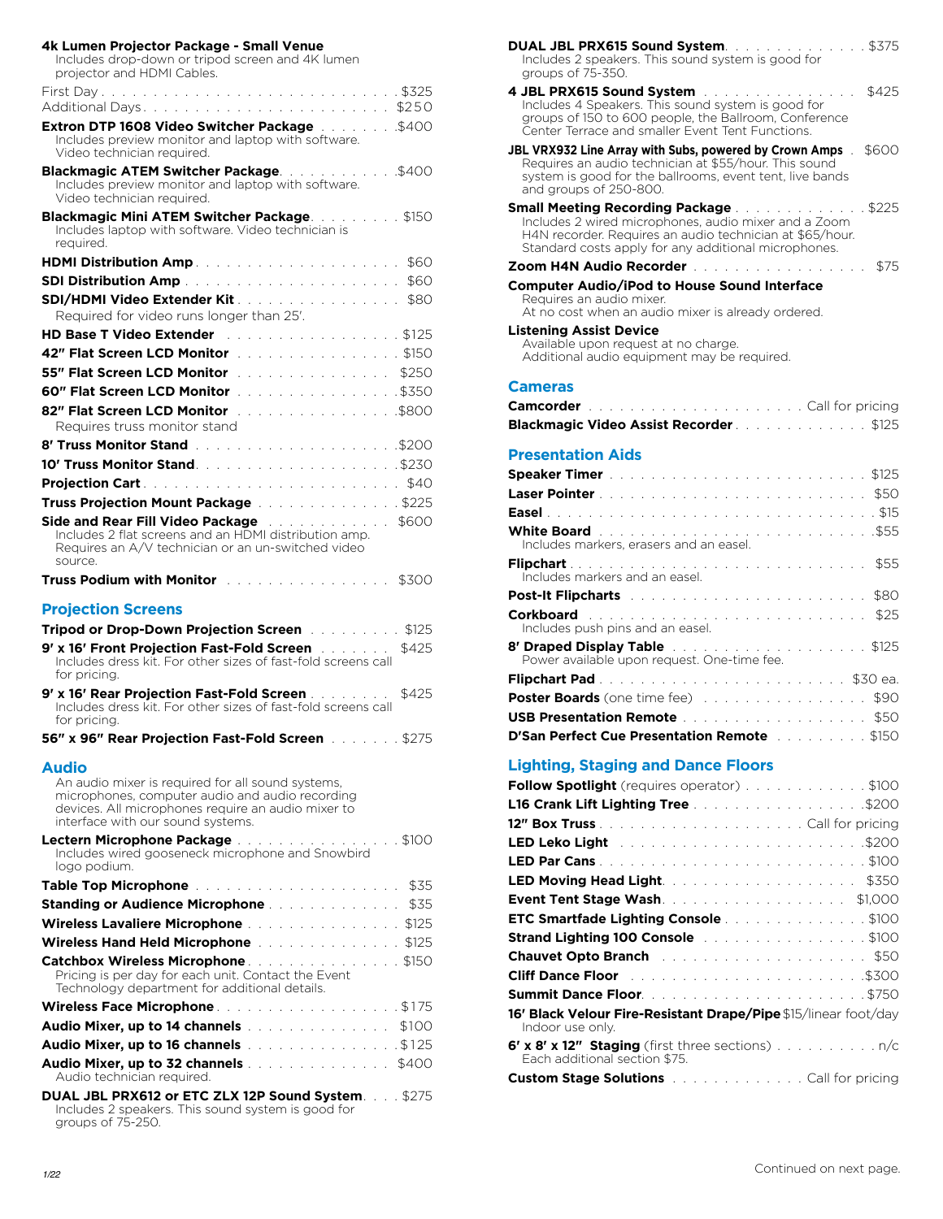**4k Lumen Projector Package - Small Venue**
Includes drop-down or tripod screen and 4K lumen projector and HDMI Cables.

First Day . . . . . $325
Additional Days . . . . . $250

**Extron DTP 1608 Video Switcher Package** . . . . . $400
Includes preview monitor and laptop with software. Video technician required.

**Blackmagic ATEM Switcher Package** . . . . . $400
Includes preview monitor and laptop with software. Video technician required.

**Blackmagic Mini ATEM Switcher Package** . . . . . $150
Includes laptop with software. Video technician is required.

**HDMI Distribution Amp** . . . . . $60

**SDI Distribution Amp** . . . . . $60

**SDI/HDMI Video Extender Kit** . . . . . $80
Required for video runs longer than 25′.

**HD Base T Video Extender** . . . . . $125

**42″ Flat Screen LCD Monitor** . . . . . $150

**55″ Flat Screen LCD Monitor** . . . . . $250

**60″ Flat Screen LCD Monitor** . . . . . $350

**82″ Flat Screen LCD Monitor** . . . . . $800
Requires truss monitor stand

**8′ Truss Monitor Stand** . . . . . $200

**10′ Truss Monitor Stand** . . . . . $230

**Projection Cart** . . . . . $40

**Truss Projection Mount Package** . . . . . $225

**Side and Rear Fill Video Package** . . . . . $600
Includes 2 flat screens and an HDMI distribution amp. Requires an A/V technician or an un-switched video source.

**Truss Podium with Monitor** . . . . . $300

## Projection Screens

**Tripod or Drop-Down Projection Screen** . . . . . $125

**9′ x 16′ Front Projection Fast-Fold Screen** . . . . . $425
Includes dress kit. For other sizes of fast-fold screens call for pricing.

**9′ x 16′ Rear Projection Fast-Fold Screen** . . . . . $425
Includes dress kit. For other sizes of fast-fold screens call for pricing.

**56″ x 96″ Rear Projection Fast-Fold Screen** . . . . . $275

## Audio

An audio mixer is required for all sound systems, microphones, computer audio and audio recording devices. All microphones require an audio mixer to interface with our sound systems.

**Lectern Microphone Package** . . . . . $100
Includes wired gooseneck microphone and Snowbird logo podium.

**Table Top Microphone** . . . . . $35

**Standing or Audience Microphone** . . . . . $35

**Wireless Lavaliere Microphone** . . . . . $125

**Wireless Hand Held Microphone** . . . . . $125

**Catchbox Wireless Microphone** . . . . . $150
Pricing is per day for each unit. Contact the Event Technology department for additional details.

**Wireless Face Microphone** . . . . . $175

**Audio Mixer, up to 14 channels** . . . . . $100

**Audio Mixer, up to 16 channels** . . . . . $125

**Audio Mixer, up to 32 channels** . . . . . $400
Audio technician required.

**DUAL JBL PRX612 or ETC ZLX 12P Sound System** . . . . . $275
Includes 2 speakers. This sound system is good for groups of 75-250.

**DUAL JBL PRX615 Sound System** . . . . . $375
Includes 2 speakers. This sound system is good for groups of 75-350.

**4 JBL PRX615 Sound System** . . . . . $425
Includes 4 Speakers. This sound system is good for groups of 150 to 600 people, the Ballroom, Conference Center Terrace and smaller Event Tent Functions.

**JBL VRX932 Line Array with Subs, powered by Crown Amps** . . . . . $600
Requires an audio technician at $55/hour. This sound system is good for the ballrooms, event tent, live bands and groups of 250-800.

**Small Meeting Recording Package** . . . . . $225
Includes 2 wired microphones, audio mixer and a Zoom H4N recorder. Requires an audio technician at $65/hour. Standard costs apply for any additional microphones.

**Zoom H4N Audio Recorder** . . . . . $75

**Computer Audio/iPod to House Sound Interface**
Requires an audio mixer.
At no cost when an audio mixer is already ordered.

**Listening Assist Device**
Available upon request at no charge.
Additional audio equipment may be required.

## Cameras

**Camcorder** . . . . . Call for pricing

**Blackmagic Video Assist Recorder** . . . . . $125

## Presentation Aids

**Speaker Timer** . . . . . $125

**Laser Pointer** . . . . . $50

**Easel** . . . . . $15

**White Board** . . . . . $55
Includes markers, erasers and an easel.

**Flipchart** . . . . . $55
Includes markers and an easel.

**Post-It Flipcharts** . . . . . $80

**Corkboard** . . . . . $25
Includes push pins and an easel.

**8′ Draped Display Table** . . . . . $125
Power available upon request. One-time fee.

**Flipchart Pad** . . . . . $30 ea.

**Poster Boards** (one time fee) . . . . . $90

**USB Presentation Remote** . . . . . $50

**D′San Perfect Cue Presentation Remote** . . . . . $150

## Lighting, Staging and Dance Floors

**Follow Spotlight** (requires operator) . . . . . $100

**L16 Crank Lift Lighting Tree** . . . . . $200

**12″ Box Truss** . . . . . Call for pricing

**LED Leko Light** . . . . . $200

**LED Par Cans** . . . . . $100

**LED Moving Head Light** . . . . . $350

**Event Tent Stage Wash** . . . . . $1,000

**ETC Smartfade Lighting Console** . . . . . $100

**Strand Lighting 100 Console** . . . . . $100

**Chauvet Opto Branch** . . . . . $50

**Cliff Dance Floor** . . . . . $300

**Summit Dance Floor** . . . . . $750

**16′ Black Velour Fire-Resistant Drape/Pipe** $15/linear foot/day
Indoor use only.

**6′ x 8′ x 12″ Staging** (first three sections) . . . . . n/c
Each additional section $75.

**Custom Stage Solutions** . . . . . Call for pricing

Continued on next page.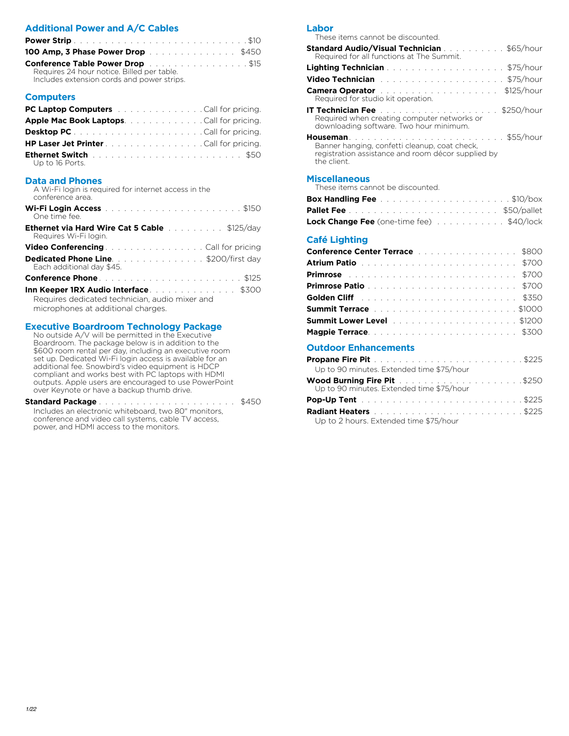## Additional Power and A/C Cables

**Power Strip** . . . . . . . . . . . . . . . . . . . . . . . . . . . . $10

**100 Amp, 3 Phase Power Drop** . . . . . . . . . . . . . . $450

**Conference Table Power Drop** . . . . . . . . . . . . . . . . $15
Requires 24 hour notice. Billed per table.
Includes extension cords and power strips.

## Computers

**PC Laptop Computers** . . . . . . . . . . . . . . Call for pricing.

**Apple Mac Book Laptops**. . . . . . . . . . . . . Call for pricing.

**Desktop PC** . . . . . . . . . . . . . . . . . . . . . Call for pricing.

**HP Laser Jet Printer** . . . . . . . . . . . . . . . . Call for pricing.

**Ethernet Switch** . . . . . . . . . . . . . . . . . . . . . . . . $50
Up to 16 Ports.

## Data and Phones

A Wi-Fi login is required for internet access in the conference area.

**Wi-Fi Login Access** . . . . . . . . . . . . . . . . . . . . . . $150
One time fee.

**Ethernet via Hard Wire Cat 5 Cable** . . . . . . . . . $125/day
Requires Wi-Fi login.

**Video Conferencing** . . . . . . . . . . . . . . . . . Call for pricing

**Dedicated Phone Line**. . . . . . . . . . . . . . . $200/first day
Each additional day $45.

**Conference Phone** . . . . . . . . . . . . . . . . . . . . . . . $125

**Inn Keeper 1RX Audio Interface** . . . . . . . . . . . . . . $300
Requires dedicated technician, audio mixer and microphones at additional charges.

## Executive Boardroom Technology Package

No outside A/V will be permitted in the Executive Boardroom. The package below is in addition to the $600 room rental per day, including an executive room set up. Dedicated Wi-Fi login access is available for an additional fee. Snowbird's video equipment is HDCP compliant and works best with PC laptops with HDMI outputs. Apple users are encouraged to use PowerPoint over Keynote or have a backup thumb drive.

**Standard Package** . . . . . . . . . . . . . . . . . . . . . . . $450
Includes an electronic whiteboard, two 80" monitors, conference and video call systems, cable TV access, power, and HDMI access to the monitors.

## Labor

These items cannot be discounted.

**Standard Audio/Visual Technician** . . . . . . . . . . $65/hour
Required for all functions at The Summit.

**Lighting Technician** . . . . . . . . . . . . . . . . . . . $75/hour

**Video Technician** . . . . . . . . . . . . . . . . . . . . $75/hour

**Camera Operator** . . . . . . . . . . . . . . . . . . . $125/hour
Required for studio kit operation.

**IT Technician Fee** . . . . . . . . . . . . . . . . . . . $250/hour
Required when creating computer networks or downloading software. Two hour minimum.

**Houseman**. . . . . . . . . . . . . . . . . . . . . . . . . $55/hour
Banner hanging, confetti cleanup, coat check, registration assistance and room décor supplied by the client.

## Miscellaneous

These items cannot be discounted.

**Box Handling Fee** . . . . . . . . . . . . . . . . . . . . . $10/box

**Pallet Fee** . . . . . . . . . . . . . . . . . . . . . . . . . $50/pallet

**Lock Change Fee** (one-time fee) . . . . . . . . . . . $40/lock

## Café Lighting

**Conference Center Terrace** . . . . . . . . . . . . . . . . . $800

**Atrium Patio** . . . . . . . . . . . . . . . . . . . . . . . . . . $700

**Primrose** . . . . . . . . . . . . . . . . . . . . . . . . . . . . $700

**Primrose Patio** . . . . . . . . . . . . . . . . . . . . . . . . . $700

**Golden Cliff** . . . . . . . . . . . . . . . . . . . . . . . . . . $350

**Summit Terrace** . . . . . . . . . . . . . . . . . . . . . . . $1000

**Summit Lower Level** . . . . . . . . . . . . . . . . . . . . $1200

**Magpie Terrace**. . . . . . . . . . . . . . . . . . . . . . . . . $300

## Outdoor Enhancements

**Propane Fire Pit** . . . . . . . . . . . . . . . . . . . . . . . . $225
Up to 90 minutes. Extended time $75/hour

**Wood Burning Fire Pit** . . . . . . . . . . . . . . . . . . . . $250
Up to 90 minutes. Extended time $75/hour

**Pop-Up Tent** . . . . . . . . . . . . . . . . . . . . . . . . . . $225

**Radiant Heaters** . . . . . . . . . . . . . . . . . . . . . . . . $225
Up to 2 hours. Extended time $75/hour

1/22